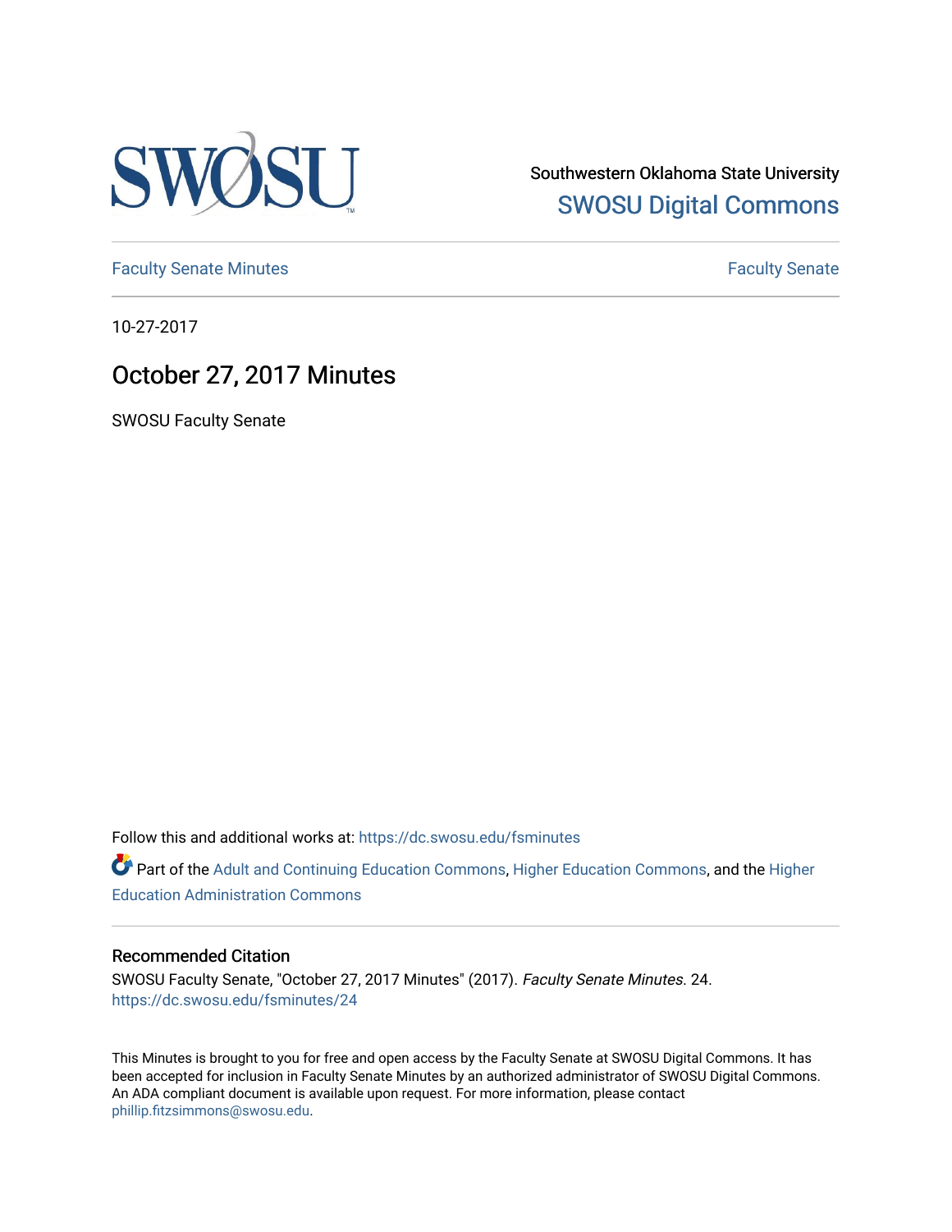Southwestern Oklahoma State University

SWOSU Digital Commons

Faculty Senate Minutes

Faculty Senate

10-27-2017

# October 27, 2017 Minutes

SWOSU Faculty Senate

Follow this and additional works at: https://dc.swosu.edu/fsminutes

Part of the Adult and Continuing Education Commons, Higher Education Commons, and the Higher Education Administration Commons

### Recommended Citation

SWOSU Faculty Senate, "October 27, 2017 Minutes" (2017). *Faculty Senate Minutes*. 24.
https://dc.swosu.edu/fsminutes/24

This Minutes is brought to you for free and open access by the Faculty Senate at SWOSU Digital Commons. It has been accepted for inclusion in Faculty Senate Minutes by an authorized administrator of SWOSU Digital Commons. An ADA compliant document is available upon request. For more information, please contact phillip.fitzsimmons@swosu.edu.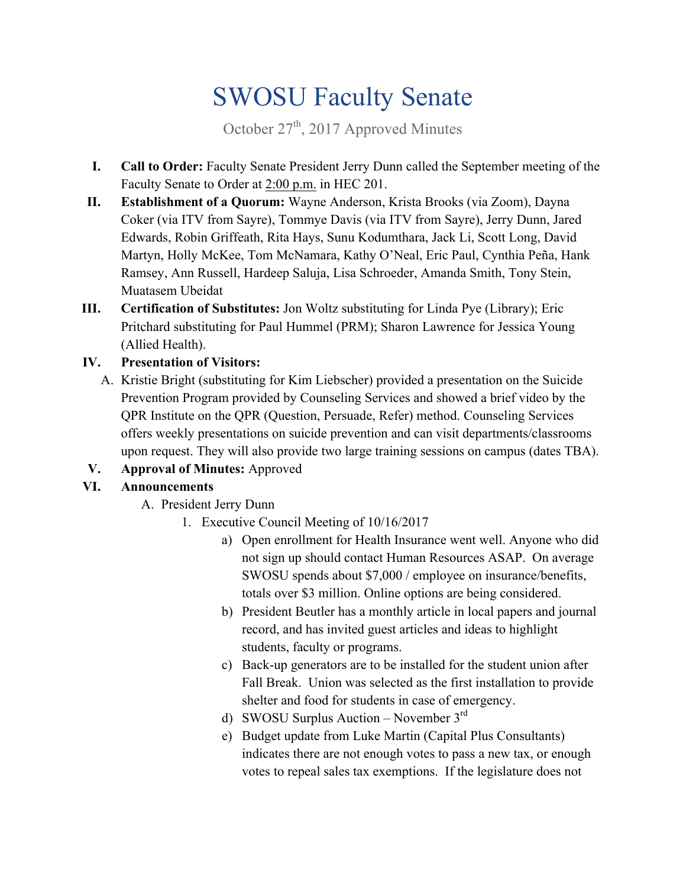# SWOSU Faculty Senate

October 27th, 2017 Approved Minutes

**I. Call to Order:** Faculty Senate President Jerry Dunn called the September meeting of the Faculty Senate to Order at 2:00 p.m. in HEC 201.

**II. Establishment of a Quorum:** Wayne Anderson, Krista Brooks (via Zoom), Dayna Coker (via ITV from Sayre), Tommye Davis (via ITV from Sayre), Jerry Dunn, Jared Edwards, Robin Griffeath, Rita Hays, Sunu Kodumthara, Jack Li, Scott Long, David Martyn, Holly McKee, Tom McNamara, Kathy O'Neal, Eric Paul, Cynthia Peña, Hank Ramsey, Ann Russell, Hardeep Saluja, Lisa Schroeder, Amanda Smith, Tony Stein, Muatasem Ubeidat

**III. Certification of Substitutes:** Jon Woltz substituting for Linda Pye (Library); Eric Pritchard substituting for Paul Hummel (PRM); Sharon Lawrence for Jessica Young (Allied Health).

**IV. Presentation of Visitors:**

A. Kristie Bright (substituting for Kim Liebscher) provided a presentation on the Suicide Prevention Program provided by Counseling Services and showed a brief video by the QPR Institute on the QPR (Question, Persuade, Refer) method. Counseling Services offers weekly presentations on suicide prevention and can visit departments/classrooms upon request. They will also provide two large training sessions on campus (dates TBA).

**V. Approval of Minutes:** Approved

**VI. Announcements**

A. President Jerry Dunn

1. Executive Council Meeting of 10/16/2017

   a) Open enrollment for Health Insurance went well. Anyone who did not sign up should contact Human Resources ASAP. On average SWOSU spends about $7,000 / employee on insurance/benefits, totals over $3 million. Online options are being considered.

   b) President Beutler has a monthly article in local papers and journal record, and has invited guest articles and ideas to highlight students, faculty or programs.

   c) Back-up generators are to be installed for the student union after Fall Break. Union was selected as the first installation to provide shelter and food for students in case of emergency.

   d) SWOSU Surplus Auction – November 3rd

   e) Budget update from Luke Martin (Capital Plus Consultants) indicates there are not enough votes to pass a new tax, or enough votes to repeal sales tax exemptions. If the legislature does not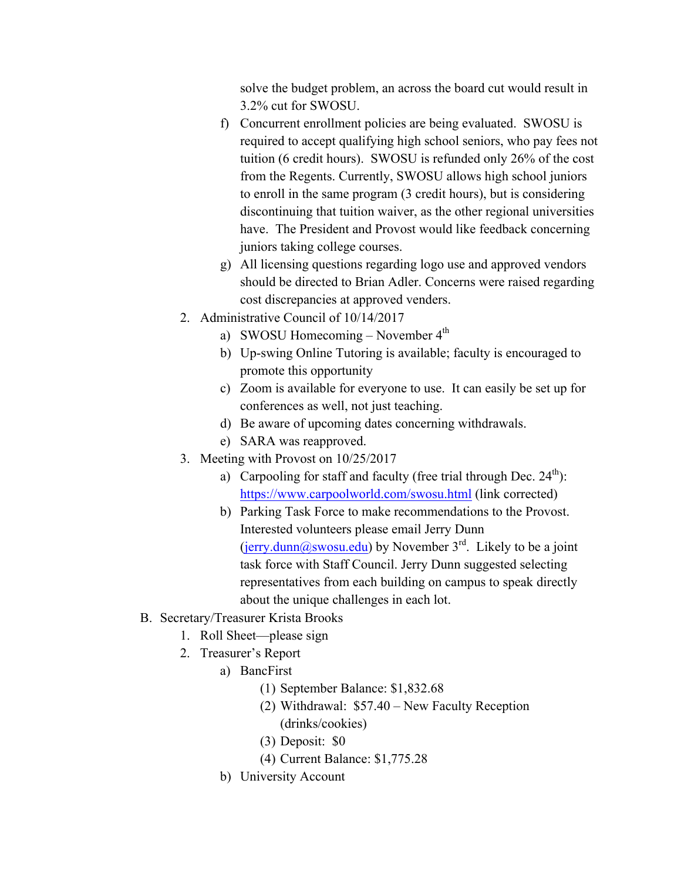solve the budget problem, an across the board cut would result in 3.2% cut for SWOSU.

   f) Concurrent enrollment policies are being evaluated. SWOSU is required to accept qualifying high school seniors, who pay fees not tuition (6 credit hours). SWOSU is refunded only 26% of the cost from the Regents. Currently, SWOSU allows high school juniors to enroll in the same program (3 credit hours), but is considering discontinuing that tuition waiver, as the other regional universities have. The President and Provost would like feedback concerning juniors taking college courses.
   g) All licensing questions regarding logo use and approved vendors should be directed to Brian Adler. Concerns were raised regarding cost discrepancies at approved venders.

2. Administrative Council of 10/14/2017
   a) SWOSU Homecoming – November 4th
   b) Up-swing Online Tutoring is available; faculty is encouraged to promote this opportunity
   c) Zoom is available for everyone to use. It can easily be set up for conferences as well, not just teaching.
   d) Be aware of upcoming dates concerning withdrawals.
   e) SARA was reapproved.
3. Meeting with Provost on 10/25/2017
   a) Carpooling for staff and faculty (free trial through Dec. 24th): https://www.carpoolworld.com/swosu.html (link corrected)
   b) Parking Task Force to make recommendations to the Provost. Interested volunteers please email Jerry Dunn (jerry.dunn@swosu.edu) by November 3rd. Likely to be a joint task force with Staff Council. Jerry Dunn suggested selecting representatives from each building on campus to speak directly about the unique challenges in each lot.

B. Secretary/Treasurer Krista Brooks
   1. Roll Sheet—please sign
   2. Treasurer's Report
      a) BancFirst
         (1) September Balance: $1,832.68
         (2) Withdrawal: $57.40 – New Faculty Reception (drinks/cookies)
         (3) Deposit: $0
         (4) Current Balance: $1,775.28
      b) University Account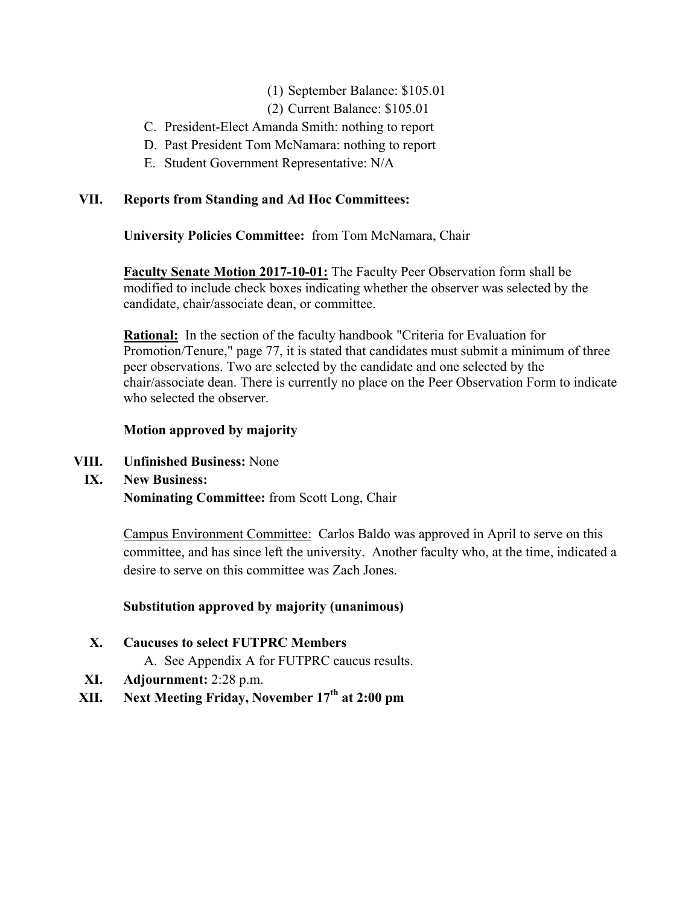(1) September Balance: $105.01

(2) Current Balance: $105.01

C. President-Elect Amanda Smith: nothing to report

D. Past President Tom McNamara: nothing to report

E. Student Government Representative: N/A

**VII. Reports from Standing and Ad Hoc Committees:**

**University Policies Committee:** from Tom McNamara, Chair

**Faculty Senate Motion 2017-10-01:** The Faculty Peer Observation form shall be modified to include check boxes indicating whether the observer was selected by the candidate, chair/associate dean, or committee.

**Rational:** In the section of the faculty handbook "Criteria for Evaluation for Promotion/Tenure," page 77, it is stated that candidates must submit a minimum of three peer observations. Two are selected by the candidate and one selected by the chair/associate dean. There is currently no place on the Peer Observation Form to indicate who selected the observer.

**Motion approved by majority**

**VIII. Unfinished Business:** None

**IX. New Business:**

**Nominating Committee:** from Scott Long, Chair

Campus Environment Committee: Carlos Baldo was approved in April to serve on this committee, and has since left the university. Another faculty who, at the time, indicated a desire to serve on this committee was Zach Jones.

**Substitution approved by majority (unanimous)**

**X. Caucuses to select FUTPRC Members**

A. See Appendix A for FUTPRC caucus results.

**XI. Adjournment:** 2:28 p.m.

**XII. Next Meeting Friday, November 17th at 2:00 pm**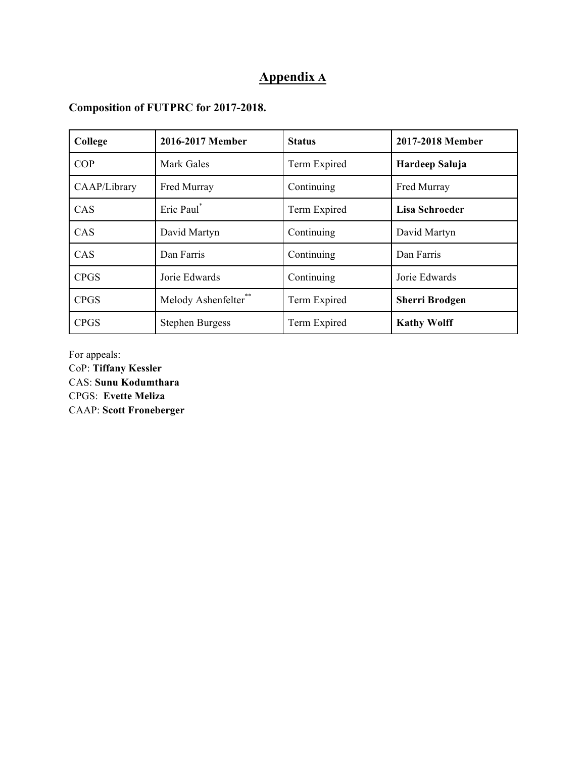# Appendix A

**Composition of FUTPRC for 2017-2018.**

| College | 2016-2017 Member | Status | 2017-2018 Member |
|---|---|---|---|
| COP | Mark Gales | Term Expired | **Hardeep Saluja** |
| CAAP/Library | Fred Murray | Continuing | Fred Murray |
| CAS | Eric Paul* | Term Expired | **Lisa Schroeder** |
| CAS | David Martyn | Continuing | David Martyn |
| CAS | Dan Farris | Continuing | Dan Farris |
| CPGS | Jorie Edwards | Continuing | Jorie Edwards |
| CPGS | Melody Ashenfelter** | Term Expired | **Sherri Brodgen** |
| CPGS | Stephen Burgess | Term Expired | **Kathy Wolff** |

For appeals:
CoP: **Tiffany Kessler**
CAS: **Sunu Kodumthara**
CPGS: **Evette Meliza**
CAAP: **Scott Froneberger**